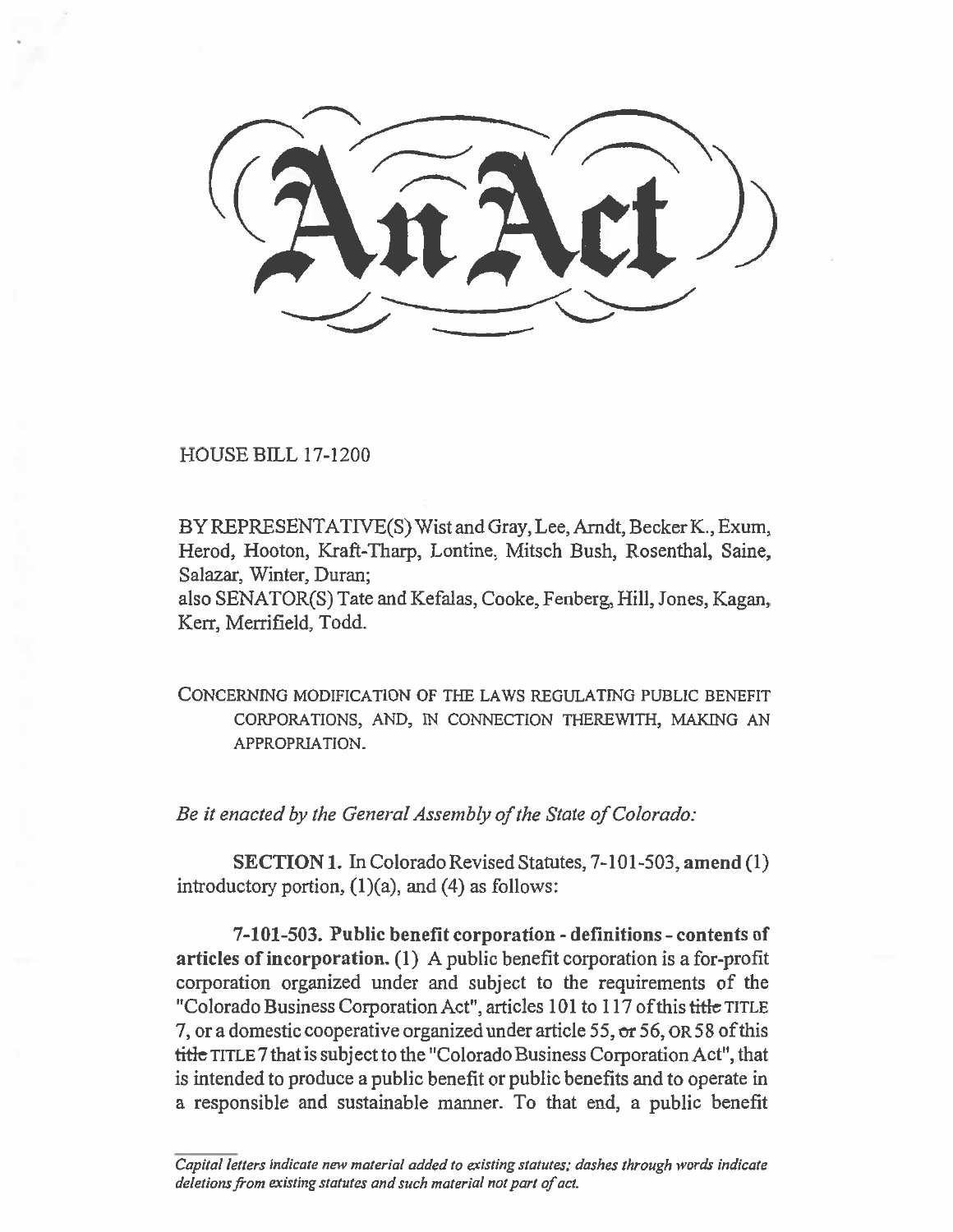# An Act

HOUSE BILL 17-1200

BY REPRESENTATIVE(S) Wist and Gray, Lee, Arndt, Becker K., Exum, Herod, Hooton, Kraft-Tharp, Lontine, Mitsch Bush, Rosenthal, Saine, Salazar, Winter, Duran;
also SENATOR(S) Tate and Kefalas, Cooke, Fenberg, Hill, Jones, Kagan, Kerr, Merrifield, Todd.

CONCERNING MODIFICATION OF THE LAWS REGULATING PUBLIC BENEFIT CORPORATIONS, AND, IN CONNECTION THEREWITH, MAKING AN APPROPRIATION.

*Be it enacted by the General Assembly of the State of Colorado:*

**SECTION 1.** In Colorado Revised Statutes, 7-101-503, **amend** (1) introductory portion, (1)(a), and (4) as follows:

**7-101-503. Public benefit corporation - definitions - contents of articles of incorporation.** (1) A public benefit corporation is a for-profit corporation organized under and subject to the requirements of the "Colorado Business Corporation Act", articles 101 to 117 of this ~~title~~ TITLE 7, or a domestic cooperative organized under article 55, ~~or~~ 56, OR 58 of this ~~title~~ TITLE 7 that is subject to the "Colorado Business Corporation Act", that is intended to produce a public benefit or public benefits and to operate in a responsible and sustainable manner. To that end, a public benefit

*Capital letters indicate new material added to existing statutes; dashes through words indicate deletions from existing statutes and such material not part of act.*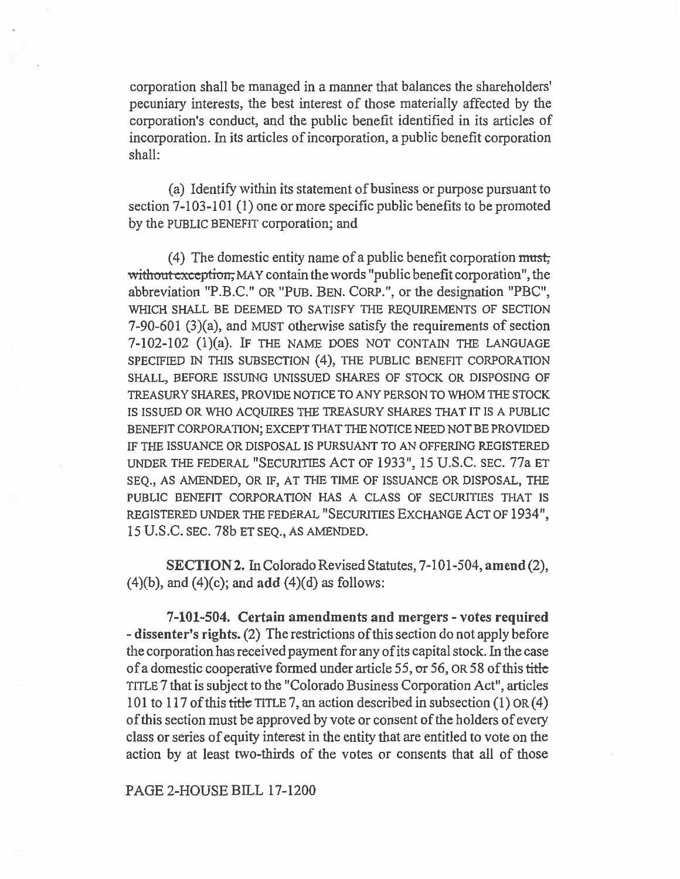corporation shall be managed in a manner that balances the shareholders' pecuniary interests, the best interest of those materially affected by the corporation's conduct, and the public benefit identified in its articles of incorporation. In its articles of incorporation, a public benefit corporation shall:

(a) Identify within its statement of business or purpose pursuant to section 7-103-101 (1) one or more specific public benefits to be promoted by the PUBLIC BENEFIT corporation; and

(4) The domestic entity name of a public benefit corporation ~~must, without exception,~~ MAY contain the words "public benefit corporation", the abbreviation "P.B.C." OR "PUB. BEN. CORP.", or the designation "PBC", WHICH SHALL BE DEEMED TO SATISFY THE REQUIREMENTS OF SECTION 7-90-601 (3)(a), and MUST otherwise satisfy the requirements of section 7-102-102 (1)(a). IF THE NAME DOES NOT CONTAIN THE LANGUAGE SPECIFIED IN THIS SUBSECTION (4), THE PUBLIC BENEFIT CORPORATION SHALL, BEFORE ISSUING UNISSUED SHARES OF STOCK OR DISPOSING OF TREASURY SHARES, PROVIDE NOTICE TO ANY PERSON TO WHOM THE STOCK IS ISSUED OR WHO ACQUIRES THE TREASURY SHARES THAT IT IS A PUBLIC BENEFIT CORPORATION; EXCEPT THAT THE NOTICE NEED NOT BE PROVIDED IF THE ISSUANCE OR DISPOSAL IS PURSUANT TO AN OFFERING REGISTERED UNDER THE FEDERAL "SECURITIES ACT OF 1933", 15 U.S.C. SEC. 77a ET SEQ., AS AMENDED, OR IF, AT THE TIME OF ISSUANCE OR DISPOSAL, THE PUBLIC BENEFIT CORPORATION HAS A CLASS OF SECURITIES THAT IS REGISTERED UNDER THE FEDERAL "SECURITIES EXCHANGE ACT OF 1934", 15 U.S.C. SEC. 78b ET SEQ., AS AMENDED.

**SECTION 2.** In Colorado Revised Statutes, 7-101-504, **amend** (2), (4)(b), and (4)(c); and **add** (4)(d) as follows:

**7-101-504. Certain amendments and mergers - votes required - dissenter's rights.** (2) The restrictions of this section do not apply before the corporation has received payment for any of its capital stock. In the case of a domestic cooperative formed under article 55, ~~or~~ 56, OR 58 of this ~~title~~ TITLE 7 that is subject to the "Colorado Business Corporation Act", articles 101 to 117 of this ~~title~~ TITLE 7, an action described in subsection (1) OR (4) of this section must be approved by vote or consent of the holders of every class or series of equity interest in the entity that are entitled to vote on the action by at least two-thirds of the votes or consents that all of those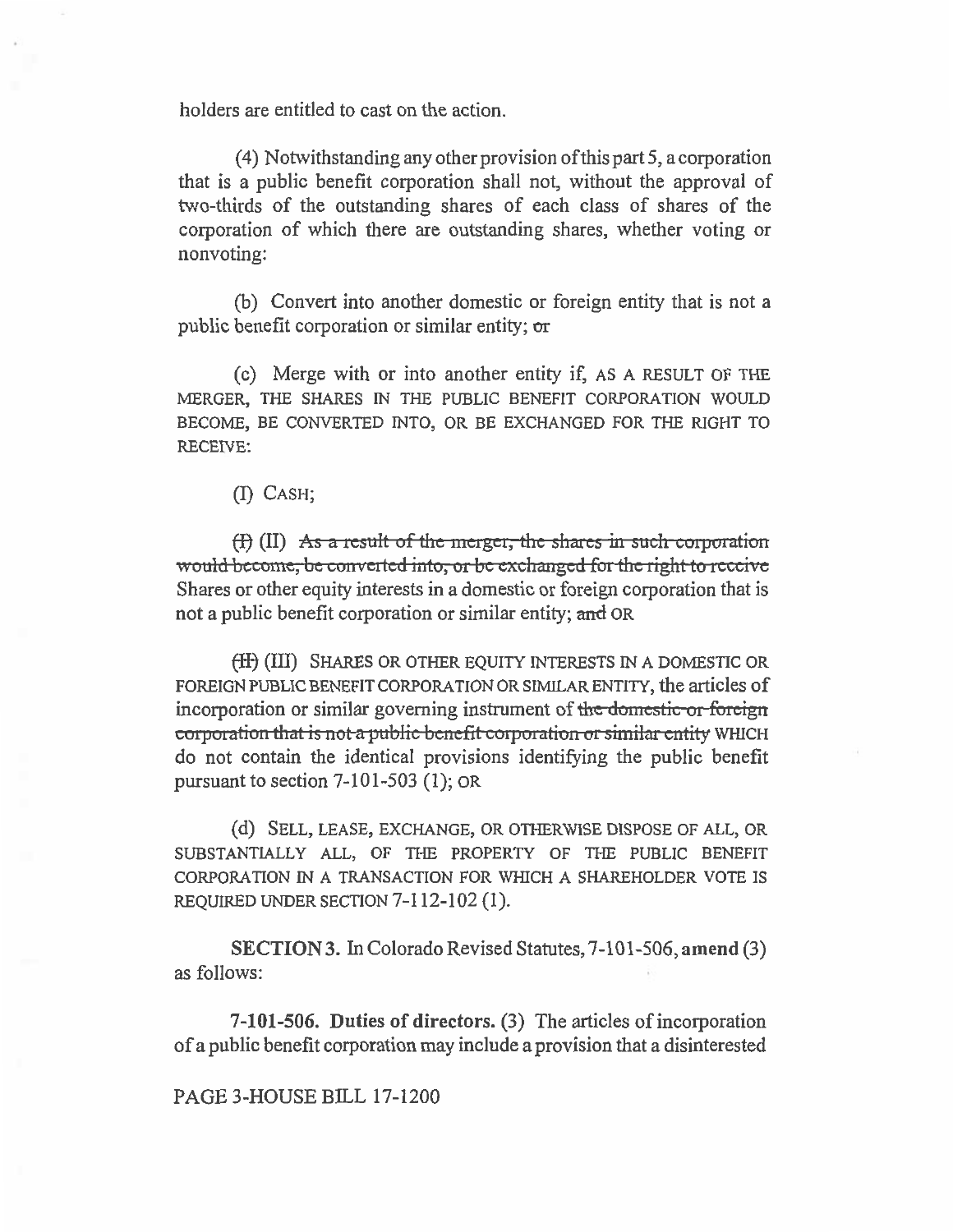holders are entitled to cast on the action.

(4) Notwithstanding any other provision of this part 5, a corporation that is a public benefit corporation shall not, without the approval of two-thirds of the outstanding shares of each class of shares of the corporation of which there are outstanding shares, whether voting or nonvoting:

(b) Convert into another domestic or foreign entity that is not a public benefit corporation or similar entity; ~~or~~

(c) Merge with or into another entity if, AS A RESULT OF THE MERGER, THE SHARES IN THE PUBLIC BENEFIT CORPORATION WOULD BECOME, BE CONVERTED INTO, OR BE EXCHANGED FOR THE RIGHT TO RECEIVE:

(I) CASH;

~~(I)~~ (II) ~~As a result of the merger, the shares in such corporation would become, be converted into, or be exchanged for the right to receive~~ Shares or other equity interests in a domestic or foreign corporation that is not a public benefit corporation or similar entity; ~~and~~ OR

~~(II)~~ (III) SHARES OR OTHER EQUITY INTERESTS IN A DOMESTIC OR FOREIGN PUBLIC BENEFIT CORPORATION OR SIMILAR ENTITY, the articles of incorporation or similar governing instrument of ~~the domestic or foreign corporation that is not a public benefit corporation or similar entity~~ WHICH do not contain the identical provisions identifying the public benefit pursuant to section 7-101-503 (1); OR

(d) SELL, LEASE, EXCHANGE, OR OTHERWISE DISPOSE OF ALL, OR SUBSTANTIALLY ALL, OF THE PROPERTY OF THE PUBLIC BENEFIT CORPORATION IN A TRANSACTION FOR WHICH A SHAREHOLDER VOTE IS REQUIRED UNDER SECTION 7-112-102 (1).

**SECTION 3.** In Colorado Revised Statutes, 7-101-506, **amend** (3) as follows:

**7-101-506. Duties of directors.** (3) The articles of incorporation of a public benefit corporation may include a provision that a disinterested

PAGE 3-HOUSE BILL 17-1200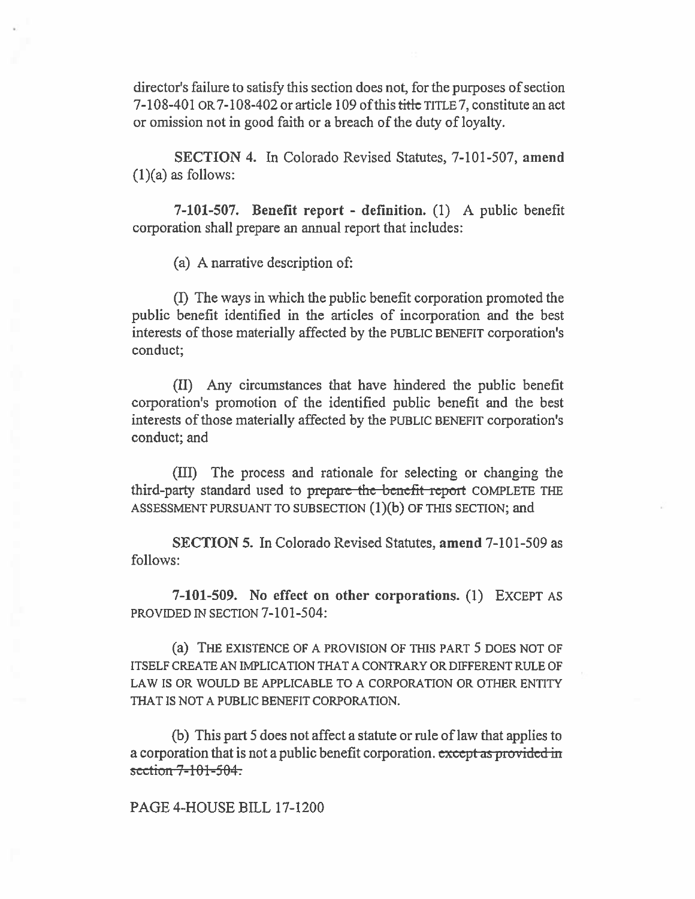director's failure to satisfy this section does not, for the purposes of section 7-108-401 OR 7-108-402 or article 109 of this ~~title~~ TITLE 7, constitute an act or omission not in good faith or a breach of the duty of loyalty.

**SECTION 4.** In Colorado Revised Statutes, 7-101-507, **amend** (1)(a) as follows:

**7-101-507. Benefit report - definition.** (1) A public benefit corporation shall prepare an annual report that includes:

(a) A narrative description of:

(I) The ways in which the public benefit corporation promoted the public benefit identified in the articles of incorporation and the best interests of those materially affected by the PUBLIC BENEFIT corporation's conduct;

(II) Any circumstances that have hindered the public benefit corporation's promotion of the identified public benefit and the best interests of those materially affected by the PUBLIC BENEFIT corporation's conduct; and

(III) The process and rationale for selecting or changing the third-party standard used to ~~prepare the benefit report~~ COMPLETE THE ASSESSMENT PURSUANT TO SUBSECTION (1)(b) OF THIS SECTION; and

**SECTION 5.** In Colorado Revised Statutes, **amend** 7-101-509 as follows:

**7-101-509. No effect on other corporations.** (1) EXCEPT AS PROVIDED IN SECTION 7-101-504:

(a) THE EXISTENCE OF A PROVISION OF THIS PART 5 DOES NOT OF ITSELF CREATE AN IMPLICATION THAT A CONTRARY OR DIFFERENT RULE OF LAW IS OR WOULD BE APPLICABLE TO A CORPORATION OR OTHER ENTITY THAT IS NOT A PUBLIC BENEFIT CORPORATION.

(b) This part 5 does not affect a statute or rule of law that applies to a corporation that is not a public benefit corporation. ~~except as provided in section 7-101-504.~~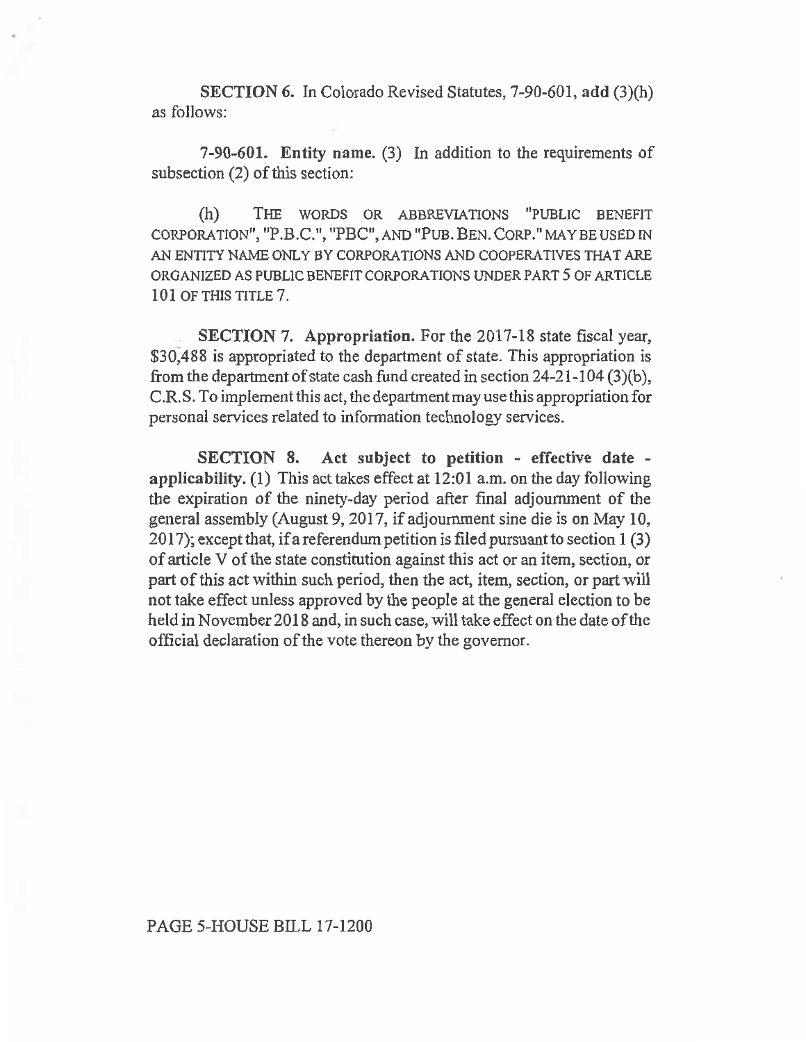**SECTION 6.** In Colorado Revised Statutes, 7-90-601, **add** (3)(h) as follows:

**7-90-601. Entity name.** (3) In addition to the requirements of subsection (2) of this section:

(h) THE WORDS OR ABBREVIATIONS "PUBLIC BENEFIT CORPORATION", "P.B.C.", "PBC", AND "PUB. BEN. CORP." MAY BE USED IN AN ENTITY NAME ONLY BY CORPORATIONS AND COOPERATIVES THAT ARE ORGANIZED AS PUBLIC BENEFIT CORPORATIONS UNDER PART 5 OF ARTICLE 101 OF THIS TITLE 7.

**SECTION 7. Appropriation.** For the 2017-18 state fiscal year, $30,488 is appropriated to the department of state. This appropriation is from the department of state cash fund created in section 24-21-104 (3)(b), C.R.S. To implement this act, the department may use this appropriation for personal services related to information technology services.

**SECTION 8. Act subject to petition - effective date - applicability.** (1) This act takes effect at 12:01 a.m. on the day following the expiration of the ninety-day period after final adjournment of the general assembly (August 9, 2017, if adjournment sine die is on May 10, 2017); except that, if a referendum petition is filed pursuant to section 1 (3) of article V of the state constitution against this act or an item, section, or part of this act within such period, then the act, item, section, or part will not take effect unless approved by the people at the general election to be held in November 2018 and, in such case, will take effect on the date of the official declaration of the vote thereon by the governor.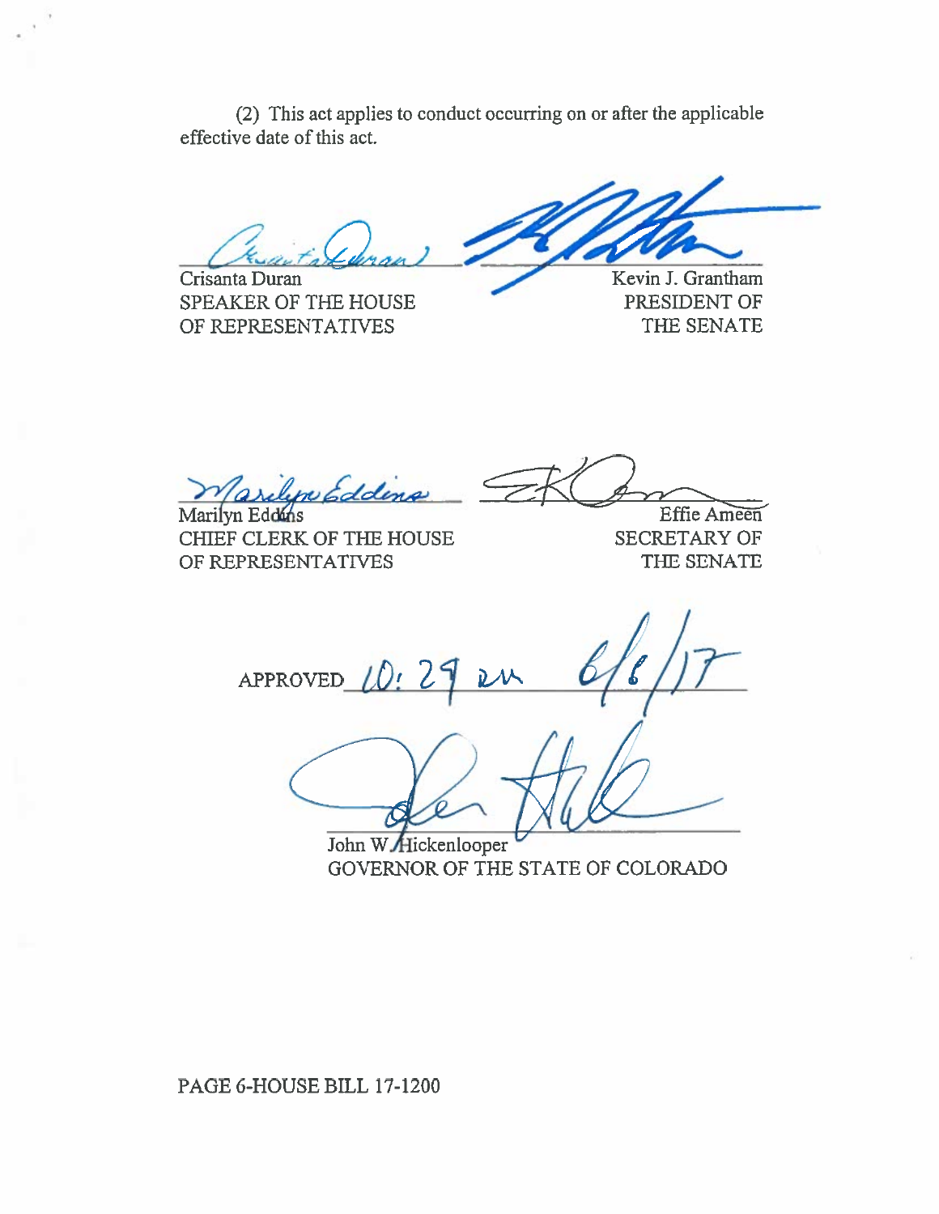(2) This act applies to conduct occurring on or after the applicable effective date of this act.

Crisanta Duran
SPEAKER OF THE HOUSE
OF REPRESENTATIVES

Kevin J. Grantham
PRESIDENT OF
THE SENATE

Marilyn Eddins
CHIEF CLERK OF THE HOUSE
OF REPRESENTATIVES

Effie Ameen
SECRETARY OF
THE SENATE

APPROVED 10:29 am 6/8/17

John W. Hickenlooper
GOVERNOR OF THE STATE OF COLORADO

PAGE 6-HOUSE BILL 17-1200